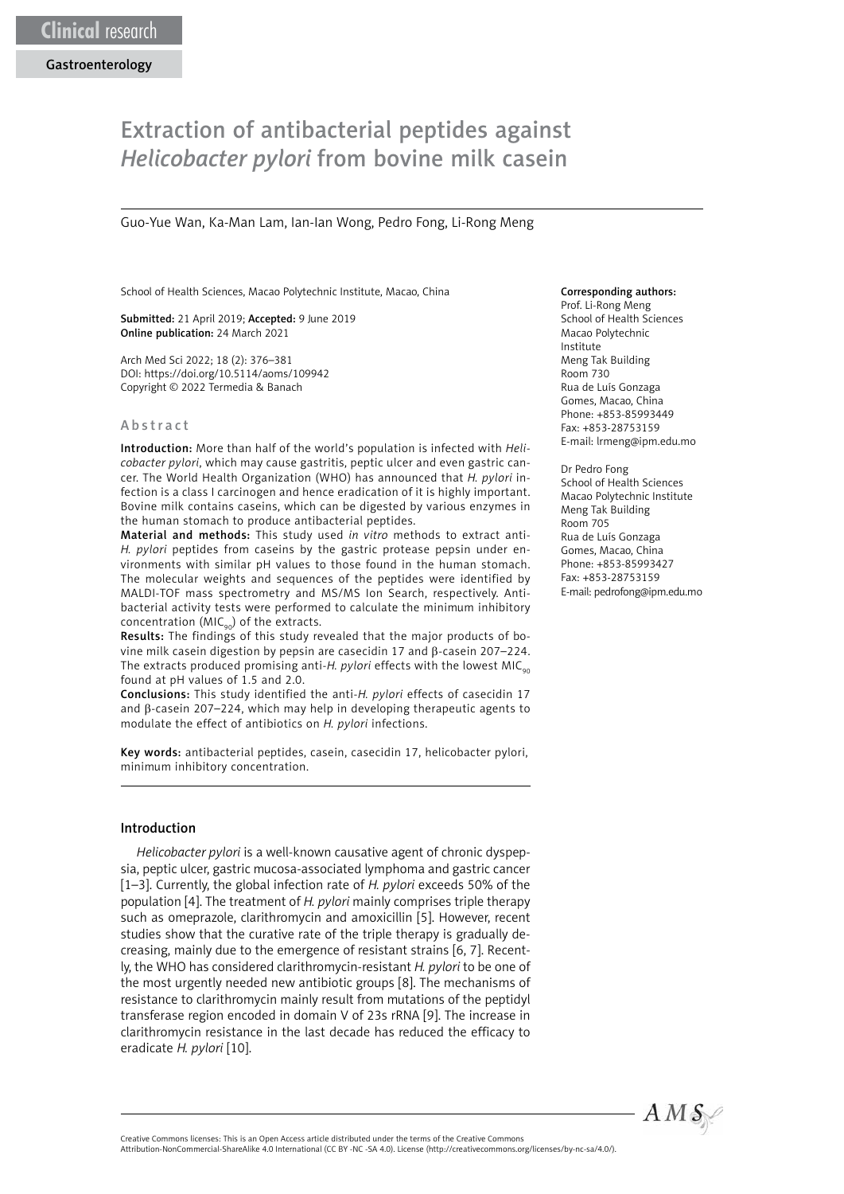Clinical research

Gastroenterology

# Extraction of antibacterial peptides against *Helicobacter pylori* from bovine milk casein

Guo-Yue Wan, Ka-Man Lam, Ian-Ian Wong, Pedro Fong, Li-Rong Meng

School of Health Sciences, Macao Polytechnic Institute, Macao, China

**Submitted:** 21 April 2019; **Accepted:** 9 June 2019
**Online publication:** 24 March 2021

Arch Med Sci 2022; 18 (2): 376–381
DOI: https://doi.org/10.5114/aoms/109942
Copyright © 2022 Termedia & Banach

**Corresponding authors:**
Prof. Li-Rong Meng
School of Health Sciences
Macao Polytechnic Institute
Meng Tak Building
Room 730
Rua de Luís Gonzaga
Gomes, Macao, China
Phone: +853-85993449
Fax: +853-28753159
E-mail: lrmeng@ipm.edu.mo

Dr Pedro Fong
School of Health Sciences
Macao Polytechnic Institute
Meng Tak Building
Room 705
Rua de Luís Gonzaga
Gomes, Macao, China
Phone: +853-85993427
Fax: +853-28753159
E-mail: pedrofong@ipm.edu.mo

## Abstract

**Introduction:** More than half of the world's population is infected with *Helicobacter pylori*, which may cause gastritis, peptic ulcer and even gastric cancer. The World Health Organization (WHO) has announced that *H. pylori* infection is a class I carcinogen and hence eradication of it is highly important. Bovine milk contains caseins, which can be digested by various enzymes in the human stomach to produce antibacterial peptides.

**Material and methods:** This study used *in vitro* methods to extract anti-*H. pylori* peptides from caseins by the gastric protease pepsin under environments with similar pH values to those found in the human stomach. The molecular weights and sequences of the peptides were identified by MALDI-TOF mass spectrometry and MS/MS Ion Search, respectively. Antibacterial activity tests were performed to calculate the minimum inhibitory concentration ($MIC_{90}$) of the extracts.

**Results:** The findings of this study revealed that the major products of bovine milk casein digestion by pepsin are casecidin 17 and β-casein 207–224. The extracts produced promising anti-*H. pylori* effects with the lowest $MIC_{90}$ found at pH values of 1.5 and 2.0.

**Conclusions:** This study identified the anti-*H. pylori* effects of casecidin 17 and β-casein 207–224, which may help in developing therapeutic agents to modulate the effect of antibiotics on *H. pylori* infections.

**Key words:** antibacterial peptides, casein, casecidin 17, helicobacter pylori, minimum inhibitory concentration.

## Introduction

*Helicobacter pylori* is a well-known causative agent of chronic dyspepsia, peptic ulcer, gastric mucosa-associated lymphoma and gastric cancer [1–3]. Currently, the global infection rate of *H. pylori* exceeds 50% of the population [4]. The treatment of *H. pylori* mainly comprises triple therapy such as omeprazole, clarithromycin and amoxicillin [5]. However, recent studies show that the curative rate of the triple therapy is gradually decreasing, mainly due to the emergence of resistant strains [6, 7]. Recently, the WHO has considered clarithromycin-resistant *H. pylori* to be one of the most urgently needed new antibiotic groups [8]. The mechanisms of resistance to clarithromycin mainly result from mutations of the peptidyl transferase region encoded in domain V of 23s rRNA [9]. The increase in clarithromycin resistance in the last decade has reduced the efficacy to eradicate *H. pylori* [10].

Creative Commons licenses: This is an Open Access article distributed under the terms of the Creative Commons Attribution-NonCommercial-ShareAlike 4.0 International (CC BY -NC -SA 4.0). License (http://creativecommons.org/licenses/by-nc-sa/4.0/).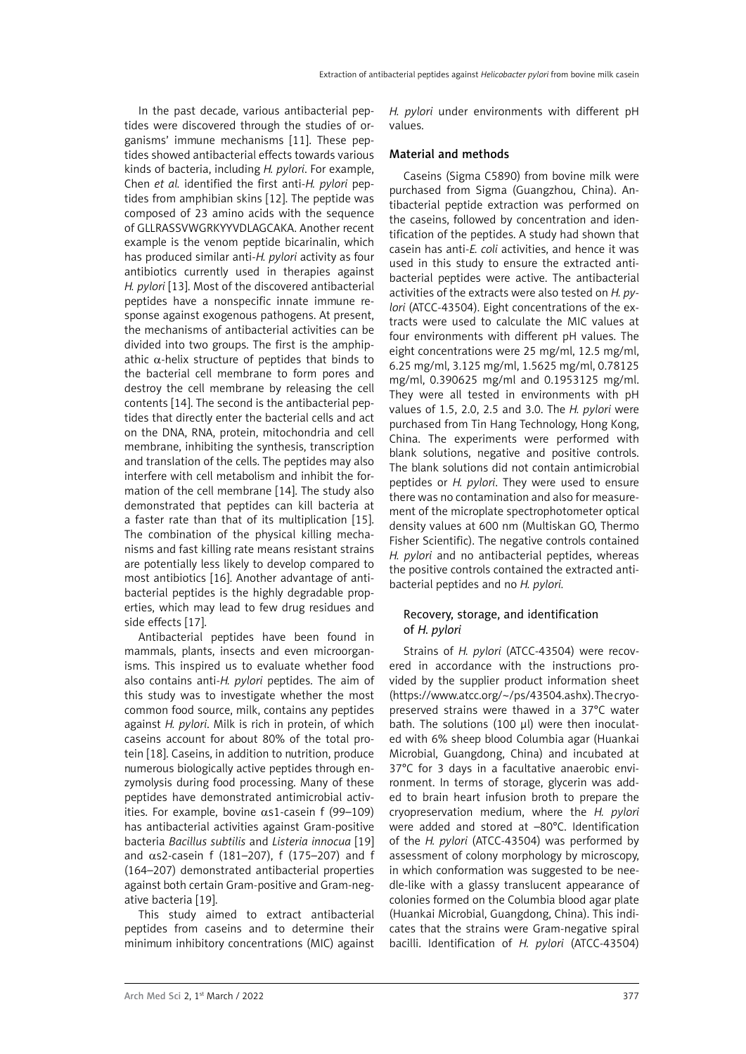In the past decade, various antibacterial peptides were discovered through the studies of organisms' immune mechanisms [11]. These peptides showed antibacterial effects towards various kinds of bacteria, including *H. pylori*. For example, Chen *et al.* identified the first anti-*H. pylori* peptides from amphibian skins [12]. The peptide was composed of 23 amino acids with the sequence of GLLRASSVWGRKYYVDLAGCAKA. Another recent example is the venom peptide bicarinalin, which has produced similar anti-*H. pylori* activity as four antibiotics currently used in therapies against *H. pylori* [13]. Most of the discovered antibacterial peptides have a nonspecific innate immune response against exogenous pathogens. At present, the mechanisms of antibacterial activities can be divided into two groups. The first is the amphipathic $\alpha$-helix structure of peptides that binds to the bacterial cell membrane to form pores and destroy the cell membrane by releasing the cell contents [14]. The second is the antibacterial peptides that directly enter the bacterial cells and act on the DNA, RNA, protein, mitochondria and cell membrane, inhibiting the synthesis, transcription and translation of the cells. The peptides may also interfere with cell metabolism and inhibit the formation of the cell membrane [14]. The study also demonstrated that peptides can kill bacteria at a faster rate than that of its multiplication [15]. The combination of the physical killing mechanisms and fast killing rate means resistant strains are potentially less likely to develop compared to most antibiotics [16]. Another advantage of antibacterial peptides is the highly degradable properties, which may lead to few drug residues and side effects [17].

Antibacterial peptides have been found in mammals, plants, insects and even microorganisms. This inspired us to evaluate whether food also contains anti-*H. pylori* peptides. The aim of this study was to investigate whether the most common food source, milk, contains any peptides against *H. pylori*. Milk is rich in protein, of which caseins account for about 80% of the total protein [18]. Caseins, in addition to nutrition, produce numerous biologically active peptides through enzymolysis during food processing. Many of these peptides have demonstrated antimicrobial activities. For example, bovine $\alpha$s1-casein f (99–109) has antibacterial activities against Gram-positive bacteria *Bacillus subtilis* and *Listeria innocua* [19] and $\alpha$s2-casein f (181–207), f (175–207) and f (164–207) demonstrated antibacterial properties against both certain Gram-positive and Gram-negative bacteria [19].

This study aimed to extract antibacterial peptides from caseins and to determine their minimum inhibitory concentrations (MIC) against *H. pylori* under environments with different pH values.

## Material and methods

Caseins (Sigma C5890) from bovine milk were purchased from Sigma (Guangzhou, China). Antibacterial peptide extraction was performed on the caseins, followed by concentration and identification of the peptides. A study had shown that casein has anti-*E. coli* activities, and hence it was used in this study to ensure the extracted antibacterial peptides were active. The antibacterial activities of the extracts were also tested on *H. pylori* (ATCC-43504). Eight concentrations of the extracts were used to calculate the MIC values at four environments with different pH values. The eight concentrations were 25 mg/ml, 12.5 mg/ml, 6.25 mg/ml, 3.125 mg/ml, 1.5625 mg/ml, 0.78125 mg/ml, 0.390625 mg/ml and 0.1953125 mg/ml. They were all tested in environments with pH values of 1.5, 2.0, 2.5 and 3.0. The *H. pylori* were purchased from Tin Hang Technology, Hong Kong, China. The experiments were performed with blank solutions, negative and positive controls. The blank solutions did not contain antimicrobial peptides or *H. pylori*. They were used to ensure there was no contamination and also for measurement of the microplate spectrophotometer optical density values at 600 nm (Multiskan GO, Thermo Fisher Scientific). The negative controls contained *H. pylori* and no antibacterial peptides, whereas the positive controls contained the extracted antibacterial peptides and no *H. pylori.*

### Recovery, storage, and identification of *H. pylori*

Strains of *H. pylori* (ATCC-43504) were recovered in accordance with the instructions provided by the supplier product information sheet (https://www.atcc.org/~/ps/43504.ashx). The cryopreserved strains were thawed in a 37°C water bath. The solutions (100 μl) were then inoculated with 6% sheep blood Columbia agar (Huankai Microbial, Guangdong, China) and incubated at 37°C for 3 days in a facultative anaerobic environment. In terms of storage, glycerin was added to brain heart infusion broth to prepare the cryopreservation medium, where the *H. pylori* were added and stored at –80°C. Identification of the *H. pylori* (ATCC-43504) was performed by assessment of colony morphology by microscopy, in which conformation was suggested to be needle-like with a glassy translucent appearance of colonies formed on the Columbia blood agar plate (Huankai Microbial, Guangdong, China). This indicates that the strains were Gram-negative spiral bacilli. Identification of *H. pylori* (ATCC-43504)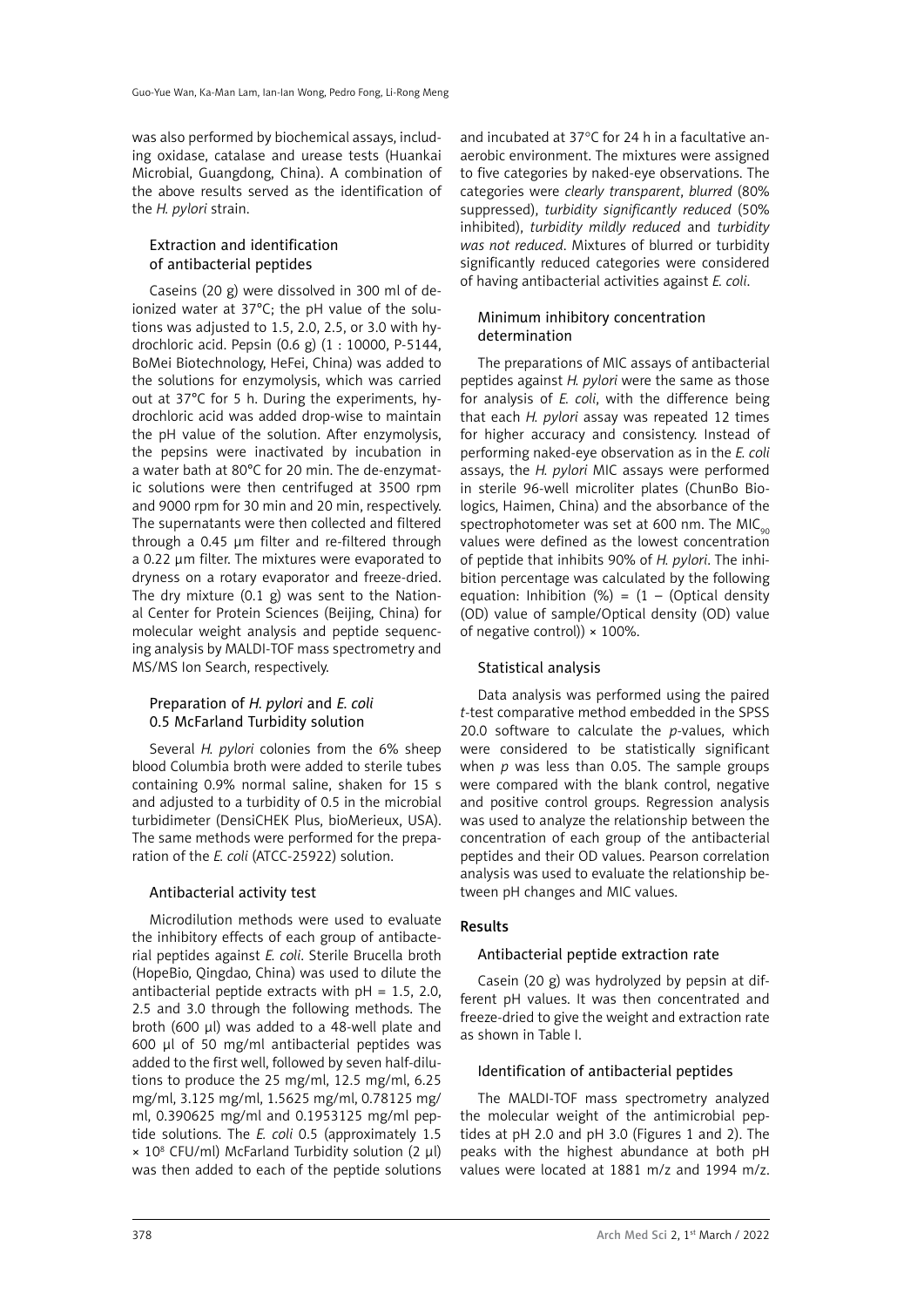was also performed by biochemical assays, including oxidase, catalase and urease tests (Huankai Microbial, Guangdong, China). A combination of the above results served as the identification of the *H. pylori* strain.

### Extraction and identification of antibacterial peptides

Caseins (20 g) were dissolved in 300 ml of deionized water at 37°C; the pH value of the solutions was adjusted to 1.5, 2.0, 2.5, or 3.0 with hydrochloric acid. Pepsin (0.6 g) (1 : 10000, P-5144, BoMei Biotechnology, HeFei, China) was added to the solutions for enzymolysis, which was carried out at 37°C for 5 h. During the experiments, hydrochloric acid was added drop-wise to maintain the pH value of the solution. After enzymolysis, the pepsins were inactivated by incubation in a water bath at 80°C for 20 min. The de-enzymatic solutions were then centrifuged at 3500 rpm and 9000 rpm for 30 min and 20 min, respectively. The supernatants were then collected and filtered through a 0.45 µm filter and re-filtered through a 0.22 µm filter. The mixtures were evaporated to dryness on a rotary evaporator and freeze-dried. The dry mixture (0.1 g) was sent to the National Center for Protein Sciences (Beijing, China) for molecular weight analysis and peptide sequencing analysis by MALDI-TOF mass spectrometry and MS/MS Ion Search, respectively.

### Preparation of *H. pylori* and *E. coli* 0.5 McFarland Turbidity solution

Several *H. pylori* colonies from the 6% sheep blood Columbia broth were added to sterile tubes containing 0.9% normal saline, shaken for 15 s and adjusted to a turbidity of 0.5 in the microbial turbidimeter (DensiCHEK Plus, bioMerieux, USA). The same methods were performed for the preparation of the *E. coli* (ATCC-25922) solution.

### Antibacterial activity test

Microdilution methods were used to evaluate the inhibitory effects of each group of antibacterial peptides against *E. coli*. Sterile Brucella broth (HopeBio, Qingdao, China) was used to dilute the antibacterial peptide extracts with pH = 1.5, 2.0, 2.5 and 3.0 through the following methods. The broth (600 µl) was added to a 48-well plate and 600 µl of 50 mg/ml antibacterial peptides was added to the first well, followed by seven half-dilutions to produce the 25 mg/ml, 12.5 mg/ml, 6.25 mg/ml, 3.125 mg/ml, 1.5625 mg/ml, 0.78125 mg/ml, 0.390625 mg/ml and 0.1953125 mg/ml peptide solutions. The *E. coli* 0.5 (approximately 1.5 × $10^8$ CFU/ml) McFarland Turbidity solution (2 µl) was then added to each of the peptide solutions and incubated at 37°C for 24 h in a facultative anaerobic environment. The mixtures were assigned to five categories by naked-eye observations. The categories were *clearly transparent*, *blurred* (80% suppressed), *turbidity significantly reduced* (50% inhibited), *turbidity mildly reduced* and *turbidity was not reduced*. Mixtures of blurred or turbidity significantly reduced categories were considered of having antibacterial activities against *E. coli*.

### Minimum inhibitory concentration determination

The preparations of MIC assays of antibacterial peptides against *H. pylori* were the same as those for analysis of *E. coli*, with the difference being that each *H. pylori* assay was repeated 12 times for higher accuracy and consistency. Instead of performing naked-eye observation as in the *E. coli* assays, the *H. pylori* MIC assays were performed in sterile 96-well microliter plates (ChunBo Biologics, Haimen, China) and the absorbance of the spectrophotometer was set at 600 nm. The $MIC_{90}$ values were defined as the lowest concentration of peptide that inhibits 90% of *H. pylori*. The inhibition percentage was calculated by the following equation: Inhibition (%) = (1 – (Optical density (OD) value of sample/Optical density (OD) value of negative control)) × 100%.

### Statistical analysis

Data analysis was performed using the paired *t*-test comparative method embedded in the SPSS 20.0 software to calculate the *p*-values, which were considered to be statistically significant when $p$ was less than 0.05. The sample groups were compared with the blank control, negative and positive control groups. Regression analysis was used to analyze the relationship between the concentration of each group of the antibacterial peptides and their OD values. Pearson correlation analysis was used to evaluate the relationship between pH changes and MIC values.

## Results

### Antibacterial peptide extraction rate

Casein (20 g) was hydrolyzed by pepsin at different pH values. It was then concentrated and freeze-dried to give the weight and extraction rate as shown in Table I.

### Identification of antibacterial peptides

The MALDI-TOF mass spectrometry analyzed the molecular weight of the antimicrobial peptides at pH 2.0 and pH 3.0 (Figures 1 and 2). The peaks with the highest abundance at both pH values were located at 1881 m/z and 1994 m/z.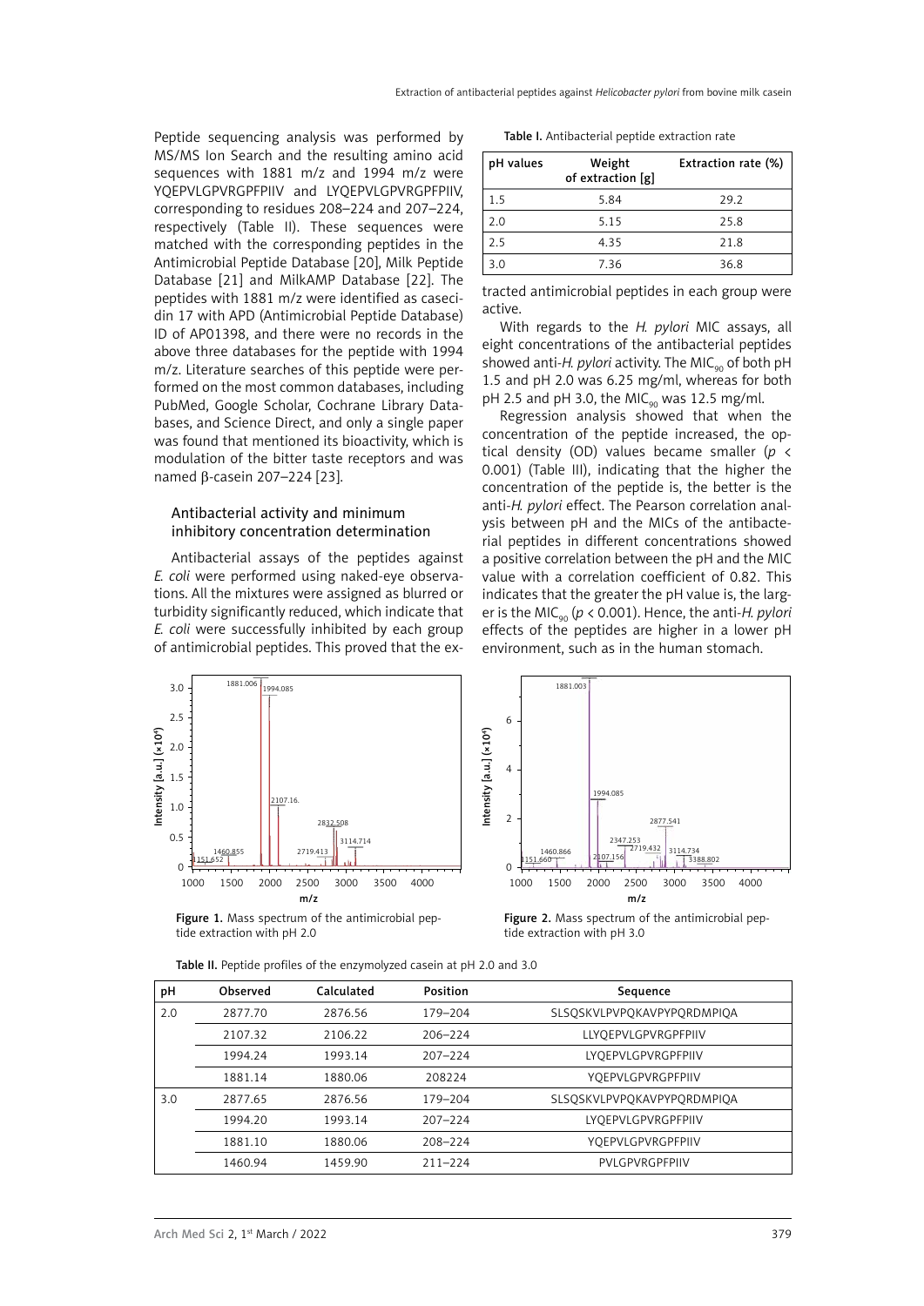Peptide sequencing analysis was performed by MS/MS Ion Search and the resulting amino acid sequences with 1881 m/z and 1994 m/z were YQEPVLGPVRGPFPIIV and LYQEPVLGPVRGPFPIIV, corresponding to residues 208–224 and 207–224, respectively (Table II). These sequences were matched with the corresponding peptides in the Antimicrobial Peptide Database [20], Milk Peptide Database [21] and MilkAMP Database [22]. The peptides with 1881 m/z were identified as casecidin 17 with APD (Antimicrobial Peptide Database) ID of AP01398, and there were no records in the above three databases for the peptide with 1994 m/z. Literature searches of this peptide were performed on the most common databases, including PubMed, Google Scholar, Cochrane Library Databases, and Science Direct, and only a single paper was found that mentioned its bioactivity, which is modulation of the bitter taste receptors and was named β-casein 207–224 [23].

### Antibacterial activity and minimum inhibitory concentration determination

Antibacterial assays of the peptides against *E. coli* were performed using naked-eye observations. All the mixtures were assigned as blurred or turbidity significantly reduced, which indicate that *E. coli* were successfully inhibited by each group of antimicrobial peptides. This proved that the extracted antimicrobial peptides in each group were active.

With regards to the *H. pylori* MIC assays, all eight concentrations of the antibacterial peptides showed anti-*H. pylori* activity. The $MIC_{90}$ of both pH 1.5 and pH 2.0 was 6.25 mg/ml, whereas for both pH 2.5 and pH 3.0, the $MIC_{90}$ was 12.5 mg/ml.

Regression analysis showed that when the concentration of the peptide increased, the optical density (OD) values became smaller ($p < 0.001$) (Table III), indicating that the higher the concentration of the peptide is, the better is the anti-*H. pylori* effect. The Pearson correlation analysis between pH and the MICs of the antibacterial peptides in different concentrations showed a positive correlation between the pH and the MIC value with a correlation coefficient of 0.82. This indicates that the greater the pH value is, the larger is the $MIC_{90}$ ($p < 0.001$). Hence, the anti-*H. pylori* effects of the peptides are higher in a lower pH environment, such as in the human stomach.

Table I. Antibacterial peptide extraction rate

| pH values | Weight of extraction [g] | Extraction rate (%) |
|---|---|---|
| 1.5 | 5.84 | 29.2 |
| 2.0 | 5.15 | 25.8 |
| 2.5 | 4.35 | 21.8 |
| 3.0 | 7.36 | 36.8 |

Figure 1. Mass spectrum of the antimicrobial peptide extraction with pH 2.0

Figure 2. Mass spectrum of the antimicrobial peptide extraction with pH 3.0

Table II. Peptide profiles of the enzymolyzed casein at pH 2.0 and 3.0

| pH | Observed | Calculated | Position | Sequence |
|---|---|---|---|---|
| 2.0 | 2877.70 | 2876.56 | 179–204 | SLSQSKVLPVPQKAVPYPQRDMPIQA |
| | 2107.32 | 2106.22 | 206–224 | LLYQEPVLGPVRGPFPIIV |
| | 1994.24 | 1993.14 | 207–224 | LYQEPVLGPVRGPFPIIV |
| | 1881.14 | 1880.06 | 208224 | YQEPVLGPVRGPFPIIV |
| 3.0 | 2877.65 | 2876.56 | 179–204 | SLSQSKVLPVPQKAVPYPQRDMPIQA |
| | 1994.20 | 1993.14 | 207–224 | LYQEPVLGPVRGPFPIIV |
| | 1881.10 | 1880.06 | 208–224 | YQEPVLGPVRGPFPIIV |
| | 1460.94 | 1459.90 | 211–224 | PVLGPVRGPFPIIV |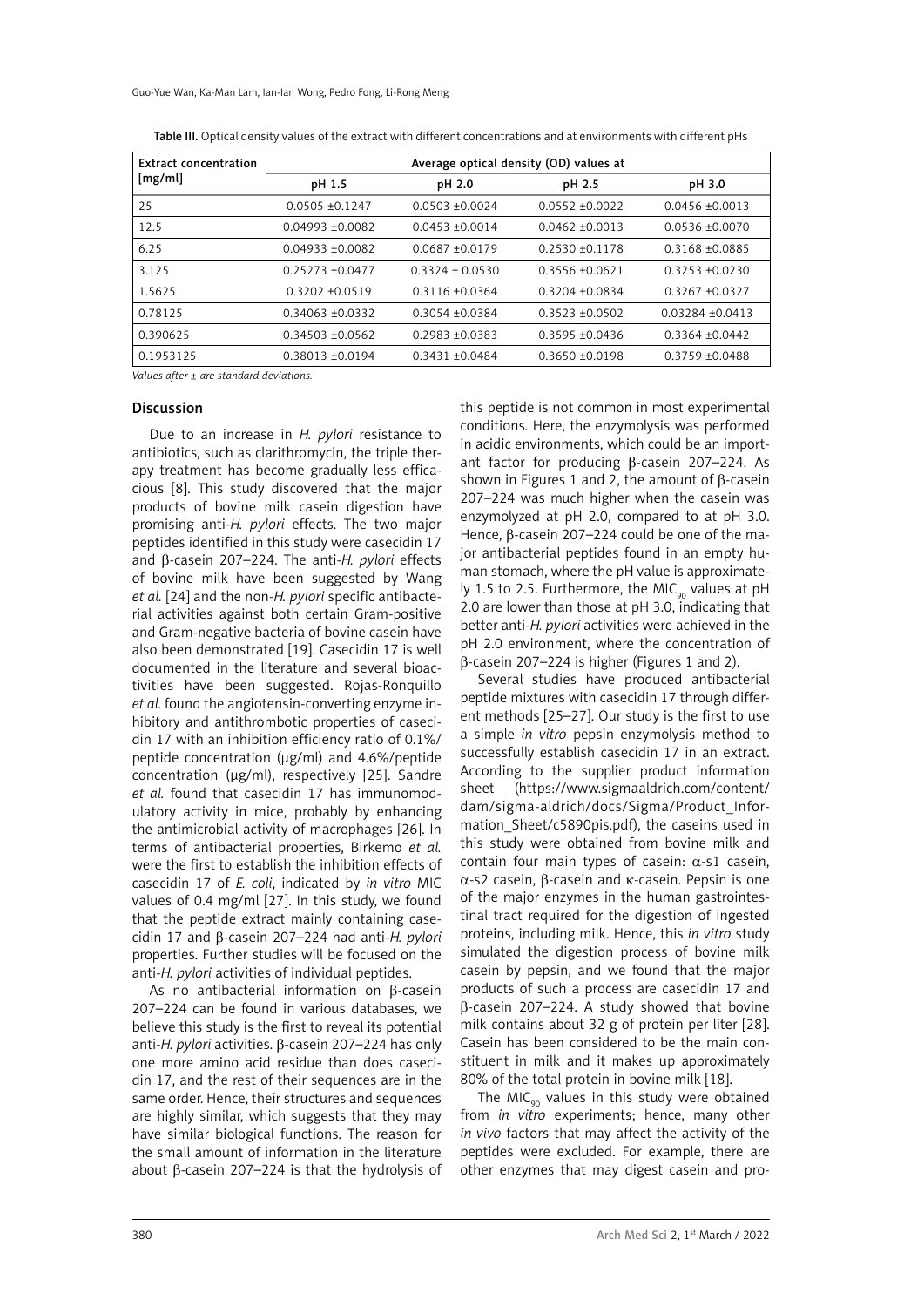Table III. Optical density values of the extract with different concentrations and at environments with different pHs

| Extract concentration [mg/ml] | Average optical density (OD) values at | | | |
|---|---|---|---|---|
| | pH 1.5 | pH 2.0 | pH 2.5 | pH 3.0 |
| 25 | 0.0505 ±0.1247 | 0.0503 ±0.0024 | 0.0552 ±0.0022 | 0.0456 ±0.0013 |
| 12.5 | 0.04993 ±0.0082 | 0.0453 ±0.0014 | 0.0462 ±0.0013 | 0.0536 ±0.0070 |
| 6.25 | 0.04933 ±0.0082 | 0.0687 ±0.0179 | 0.2530 ±0.1178 | 0.3168 ±0.0885 |
| 3.125 | 0.25273 ±0.0477 | 0.3324 ± 0.0530 | 0.3556 ±0.0621 | 0.3253 ±0.0230 |
| 1.5625 | 0.3202 ±0.0519 | 0.3116 ±0.0364 | 0.3204 ±0.0834 | 0.3267 ±0.0327 |
| 0.78125 | 0.34063 ±0.0332 | 0.3054 ±0.0384 | 0.3523 ±0.0502 | 0.03284 ±0.0413 |
| 0.390625 | 0.34503 ±0.0562 | 0.2983 ±0.0383 | 0.3595 ±0.0436 | 0.3364 ±0.0442 |
| 0.1953125 | 0.38013 ±0.0194 | 0.3431 ±0.0484 | 0.3650 ±0.0198 | 0.3759 ±0.0488 |

*Values after ± are standard deviations.*

## Discussion

Due to an increase in *H. pylori* resistance to antibiotics, such as clarithromycin, the triple therapy treatment has become gradually less efficacious [8]. This study discovered that the major products of bovine milk casein digestion have promising anti-*H. pylori* effects. The two major peptides identified in this study were casecidin 17 and β-casein 207–224. The anti-*H. pylori* effects of bovine milk have been suggested by Wang *et al.* [24] and the non-*H. pylori* specific antibacterial activities against both certain Gram-positive and Gram-negative bacteria of bovine casein have also been demonstrated [19]. Casecidin 17 is well documented in the literature and several bioactivities have been suggested. Rojas-Ronquillo *et al.* found the angiotensin-converting enzyme inhibitory and antithrombotic properties of casecidin 17 with an inhibition efficiency ratio of 0.1%/peptide concentration (μg/ml) and 4.6%/peptide concentration (μg/ml), respectively [25]. Sandre *et al.* found that casecidin 17 has immunomodulatory activity in mice, probably by enhancing the antimicrobial activity of macrophages [26]. In terms of antibacterial properties, Birkemo *et al.* were the first to establish the inhibition effects of casecidin 17 of *E. coli*, indicated by *in vitro* MIC values of 0.4 mg/ml [27]. In this study, we found that the peptide extract mainly containing casecidin 17 and β-casein 207–224 had anti-*H. pylori* properties. Further studies will be focused on the anti-*H. pylori* activities of individual peptides.

As no antibacterial information on β-casein 207–224 can be found in various databases, we believe this study is the first to reveal its potential anti-*H. pylori* activities. β-casein 207–224 has only one more amino acid residue than does casecidin 17, and the rest of their sequences are in the same order. Hence, their structures and sequences are highly similar, which suggests that they may have similar biological functions. The reason for the small amount of information in the literature about β-casein 207–224 is that the hydrolysis of this peptide is not common in most experimental conditions. Here, the enzymolysis was performed in acidic environments, which could be an important factor for producing β-casein 207–224. As shown in Figures 1 and 2, the amount of β-casein 207–224 was much higher when the casein was enzymolyzed at pH 2.0, compared to at pH 3.0. Hence, β-casein 207–224 could be one of the major antibacterial peptides found in an empty human stomach, where the pH value is approximately 1.5 to 2.5. Furthermore, the $MIC_{90}$ values at pH 2.0 are lower than those at pH 3.0, indicating that better anti-*H. pylori* activities were achieved in the pH 2.0 environment, where the concentration of β-casein 207–224 is higher (Figures 1 and 2).

Several studies have produced antibacterial peptide mixtures with casecidin 17 through different methods [25–27]. Our study is the first to use a simple *in vitro* pepsin enzymolysis method to successfully establish casecidin 17 in an extract. According to the supplier product information sheet (https://www.sigmaaldrich.com/content/dam/sigma-aldrich/docs/Sigma/Product_Information_Sheet/c5890pis.pdf), the caseins used in this study were obtained from bovine milk and contain four main types of casein: α-s1 casein, α-s2 casein, β-casein and κ-casein. Pepsin is one of the major enzymes in the human gastrointestinal tract required for the digestion of ingested proteins, including milk. Hence, this *in vitro* study simulated the digestion process of bovine milk casein by pepsin, and we found that the major products of such a process are casecidin 17 and β-casein 207–224. A study showed that bovine milk contains about 32 g of protein per liter [28]. Casein has been considered to be the main constituent in milk and it makes up approximately 80% of the total protein in bovine milk [18].

The $MIC_{90}$ values in this study were obtained from *in vitro* experiments; hence, many other *in vivo* factors that may affect the activity of the peptides were excluded. For example, there are other enzymes that may digest casein and pro-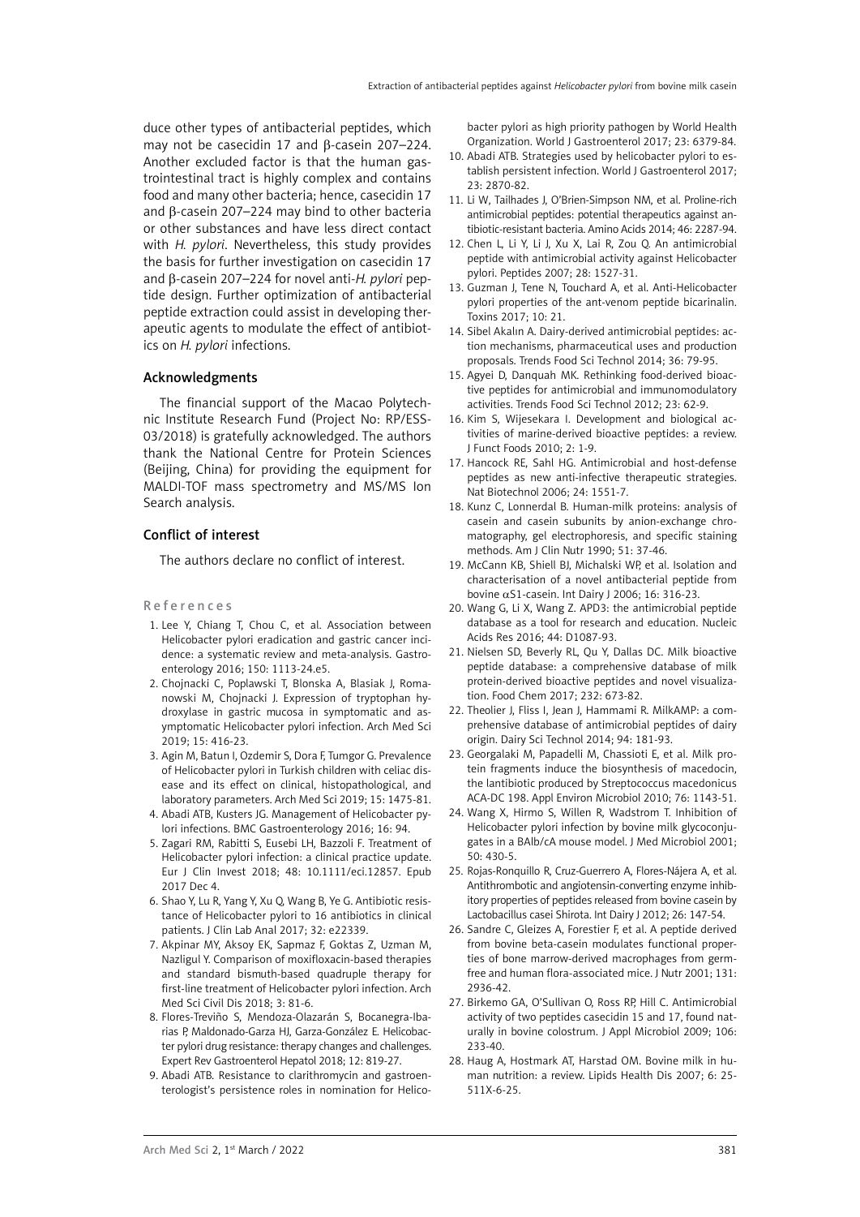duce other types of antibacterial peptides, which may not be casecidin 17 and β-casein 207–224. Another excluded factor is that the human gastrointestinal tract is highly complex and contains food and many other bacteria; hence, casecidin 17 and β-casein 207–224 may bind to other bacteria or other substances and have less direct contact with *H. pylori*. Nevertheless, this study provides the basis for further investigation on casecidin 17 and β-casein 207–224 for novel anti-*H. pylori* peptide design. Further optimization of antibacterial peptide extraction could assist in developing therapeutic agents to modulate the effect of antibiotics on *H. pylori* infections.

## Acknowledgments

The financial support of the Macao Polytechnic Institute Research Fund (Project No: RP/ESS-03/2018) is gratefully acknowledged. The authors thank the National Centre for Protein Sciences (Beijing, China) for providing the equipment for MALDI-TOF mass spectrometry and MS/MS Ion Search analysis.

## Conflict of interest

The authors declare no conflict of interest.

## References

1. Lee Y, Chiang T, Chou C, et al. Association between Helicobacter pylori eradication and gastric cancer incidence: a systematic review and meta-analysis. Gastroenterology 2016; 150: 1113-24.e5.
2. Chojnacki C, Poplawski T, Blonska A, Blasiak J, Romanowski M, Chojnacki J. Expression of tryptophan hydroxylase in gastric mucosa in symptomatic and asymptomatic Helicobacter pylori infection. Arch Med Sci 2019; 15: 416-23.
3. Agin M, Batun I, Ozdemir S, Dora F, Tumgor G. Prevalence of Helicobacter pylori in Turkish children with celiac disease and its effect on clinical, histopathological, and laboratory parameters. Arch Med Sci 2019; 15: 1475-81.
4. Abadi ATB, Kusters JG. Management of Helicobacter pylori infections. BMC Gastroenterology 2016; 16: 94.
5. Zagari RM, Rabitti S, Eusebi LH, Bazzoli F. Treatment of Helicobacter pylori infection: a clinical practice update. Eur J Clin Invest 2018; 48: 10.1111/eci.12857. Epub 2017 Dec 4.
6. Shao Y, Lu R, Yang Y, Xu Q, Wang B, Ye G. Antibiotic resistance of Helicobacter pylori to 16 antibiotics in clinical patients. J Clin Lab Anal 2017; 32: e22339.
7. Akpinar MY, Aksoy EK, Sapmaz F, Goktas Z, Uzman M, Nazligul Y. Comparison of moxifloxacin-based therapies and standard bismuth-based quadruple therapy for first-line treatment of Helicobacter pylori infection. Arch Med Sci Civil Dis 2018; 3: 81-6.
8. Flores-Treviño S, Mendoza-Olazarán S, Bocanegra-Ibarias P, Maldonado-Garza HJ, Garza-González E. Helicobacter pylori drug resistance: therapy changes and challenges. Expert Rev Gastroenterol Hepatol 2018; 12: 819-27.
9. Abadi ATB. Resistance to clarithromycin and gastroenterologist's persistence roles in nomination for Helicobacter pylori as high priority pathogen by World Health Organization. World J Gastroenterol 2017; 23: 6379-84.
10. Abadi ATB. Strategies used by helicobacter pylori to establish persistent infection. World J Gastroenterol 2017; 23: 2870-82.
11. Li W, Tailhades J, O'Brien-Simpson NM, et al. Proline-rich antimicrobial peptides: potential therapeutics against antibiotic-resistant bacteria. Amino Acids 2014; 46: 2287-94.
12. Chen L, Li Y, Li J, Xu X, Lai R, Zou Q. An antimicrobial peptide with antimicrobial activity against Helicobacter pylori. Peptides 2007; 28: 1527-31.
13. Guzman J, Tene N, Touchard A, et al. Anti-Helicobacter pylori properties of the ant-venom peptide bicarinalin. Toxins 2017; 10: 21.
14. Sibel Akalın A. Dairy-derived antimicrobial peptides: action mechanisms, pharmaceutical uses and production proposals. Trends Food Sci Technol 2014; 36: 79-95.
15. Agyei D, Danquah MK. Rethinking food-derived bioactive peptides for antimicrobial and immunomodulatory activities. Trends Food Sci Technol 2012; 23: 62-9.
16. Kim S, Wijesekara I. Development and biological activities of marine-derived bioactive peptides: a review. J Funct Foods 2010; 2: 1-9.
17. Hancock RE, Sahl HG. Antimicrobial and host-defense peptides as new anti-infective therapeutic strategies. Nat Biotechnol 2006; 24: 1551-7.
18. Kunz C, Lonnerdal B. Human-milk proteins: analysis of casein and casein subunits by anion-exchange chromatography, gel electrophoresis, and specific staining methods. Am J Clin Nutr 1990; 51: 37-46.
19. McCann KB, Shiell BJ, Michalski WP, et al. Isolation and characterisation of a novel antibacterial peptide from bovine αS1-casein. Int Dairy J 2006; 16: 316-23.
20. Wang G, Li X, Wang Z. APD3: the antimicrobial peptide database as a tool for research and education. Nucleic Acids Res 2016; 44: D1087-93.
21. Nielsen SD, Beverly RL, Qu Y, Dallas DC. Milk bioactive peptide database: a comprehensive database of milk protein-derived bioactive peptides and novel visualization. Food Chem 2017; 232: 673-82.
22. Theolier J, Fliss I, Jean J, Hammami R. MilkAMP: a comprehensive database of antimicrobial peptides of dairy origin. Dairy Sci Technol 2014; 94: 181-93.
23. Georgalaki M, Papadelli M, Chassioti E, et al. Milk protein fragments induce the biosynthesis of macedocin, the lantibiotic produced by Streptococcus macedonicus ACA-DC 198. Appl Environ Microbiol 2010; 76: 1143-51.
24. Wang X, Hirmo S, Willen R, Wadstrom T. Inhibition of Helicobacter pylori infection by bovine milk glycoconjugates in a BAlb/cA mouse model. J Med Microbiol 2001; 50: 430-5.
25. Rojas-Ronquillo R, Cruz-Guerrero A, Flores-Nájera A, et al. Antithrombotic and angiotensin-converting enzyme inhibitory properties of peptides released from bovine casein by Lactobacillus casei Shirota. Int Dairy J 2012; 26: 147-54.
26. Sandre C, Gleizes A, Forestier F, et al. A peptide derived from bovine beta-casein modulates functional properties of bone marrow-derived macrophages from germfree and human flora-associated mice. J Nutr 2001; 131: 2936-42.
27. Birkemo GA, O'Sullivan O, Ross RP, Hill C. Antimicrobial activity of two peptides casecidin 15 and 17, found naturally in bovine colostrum. J Appl Microbiol 2009; 106: 233-40.
28. Haug A, Hostmark AT, Harstad OM. Bovine milk in human nutrition: a review. Lipids Health Dis 2007; 6: 25-511X-6-25.